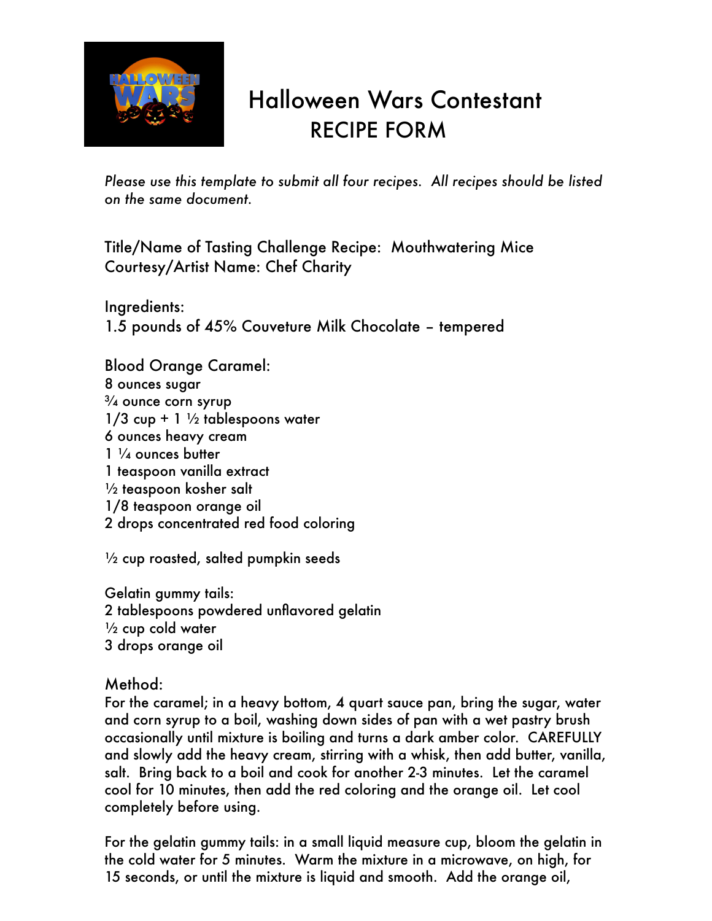# Halloween Wars Contestant RECIPE FORM

*Please use this template to submit all four recipes. All recipes should be listed on the same document.*

Title/Name of Tasting Challenge Recipe: Mouthwatering Mice
Courtesy/Artist Name: Chef Charity

Ingredients:
1.5 pounds of 45% Couveture Milk Chocolate – tempered

Blood Orange Caramel:
8 ounces sugar
¾ ounce corn syrup
1/3 cup + 1 ½ tablespoons water
6 ounces heavy cream
1 ¼ ounces butter
1 teaspoon vanilla extract
½ teaspoon kosher salt
1/8 teaspoon orange oil
2 drops concentrated red food coloring

½ cup roasted, salted pumpkin seeds

Gelatin gummy tails:
2 tablespoons powdered unflavored gelatin
½ cup cold water
3 drops orange oil

Method:
For the caramel; in a heavy bottom, 4 quart sauce pan, bring the sugar, water and corn syrup to a boil, washing down sides of pan with a wet pastry brush occasionally until mixture is boiling and turns a dark amber color. CAREFULLY and slowly add the heavy cream, stirring with a whisk, then add butter, vanilla, salt. Bring back to a boil and cook for another 2-3 minutes. Let the caramel cool for 10 minutes, then add the red coloring and the orange oil. Let cool completely before using.

For the gelatin gummy tails: in a small liquid measure cup, bloom the gelatin in the cold water for 5 minutes. Warm the mixture in a microwave, on high, for 15 seconds, or until the mixture is liquid and smooth. Add the orange oil,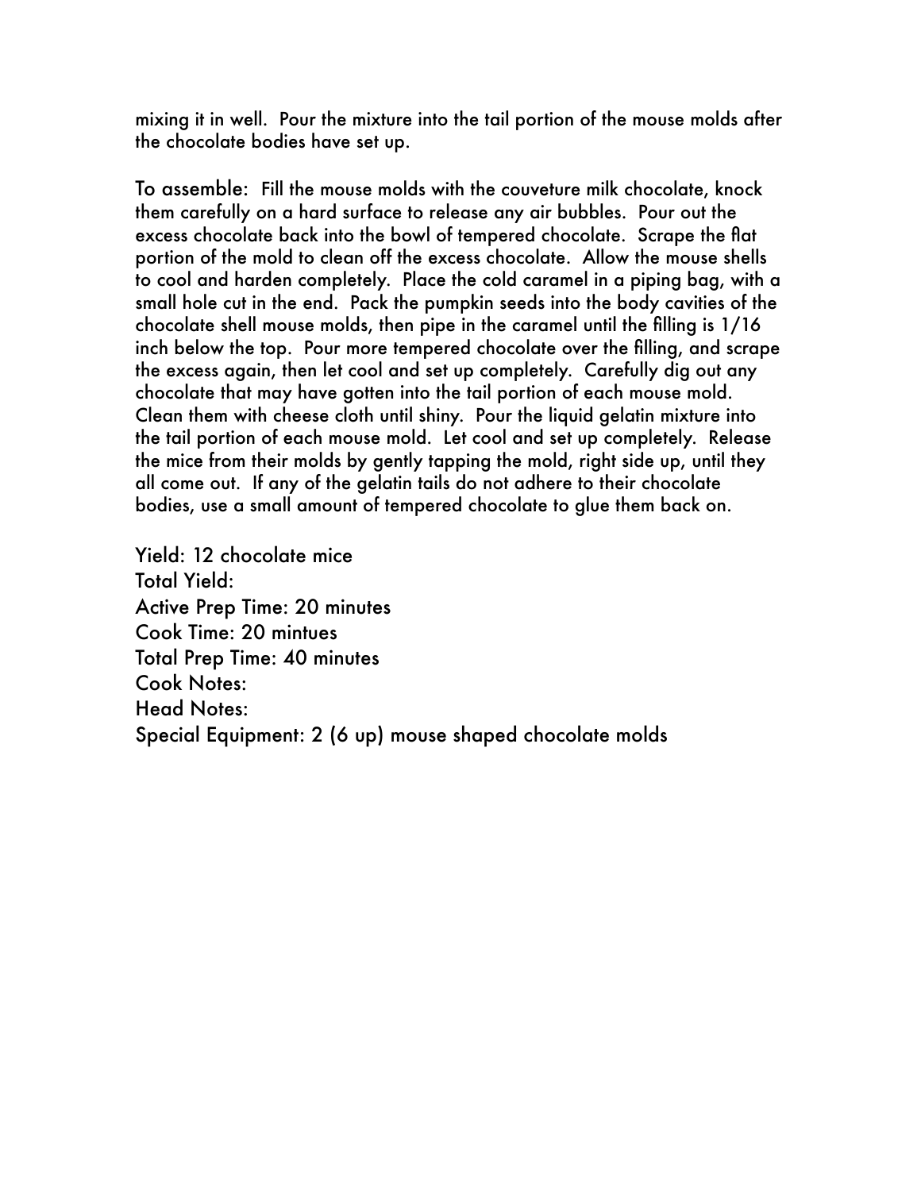mixing it in well. Pour the mixture into the tail portion of the mouse molds after the chocolate bodies have set up.

To assemble: Fill the mouse molds with the couveture milk chocolate, knock them carefully on a hard surface to release any air bubbles. Pour out the excess chocolate back into the bowl of tempered chocolate. Scrape the flat portion of the mold to clean off the excess chocolate. Allow the mouse shells to cool and harden completely. Place the cold caramel in a piping bag, with a small hole cut in the end. Pack the pumpkin seeds into the body cavities of the chocolate shell mouse molds, then pipe in the caramel until the filling is 1/16 inch below the top. Pour more tempered chocolate over the filling, and scrape the excess again, then let cool and set up completely. Carefully dig out any chocolate that may have gotten into the tail portion of each mouse mold. Clean them with cheese cloth until shiny. Pour the liquid gelatin mixture into the tail portion of each mouse mold. Let cool and set up completely. Release the mice from their molds by gently tapping the mold, right side up, until they all come out. If any of the gelatin tails do not adhere to their chocolate bodies, use a small amount of tempered chocolate to glue them back on.

Yield: 12 chocolate mice
Total Yield:
Active Prep Time: 20 minutes
Cook Time: 20 mintues
Total Prep Time: 40 minutes
Cook Notes:
Head Notes:
Special Equipment: 2 (6 up) mouse shaped chocolate molds